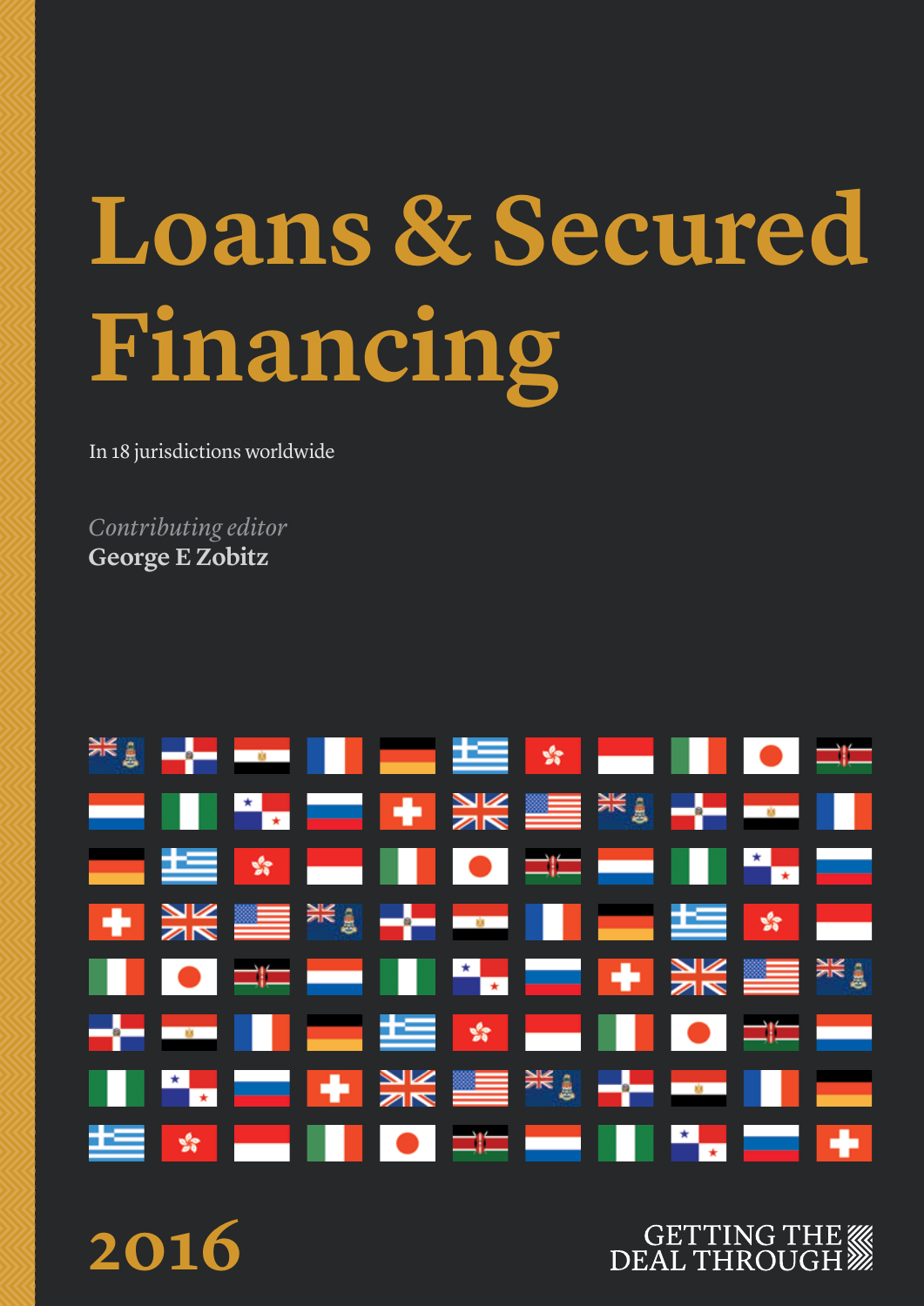# Loans & Secured Financing

In 18 jurisdictions worldwide

*Contributing editor*
**George E Zobitz**

2016

GETTING THE DEAL THROUGH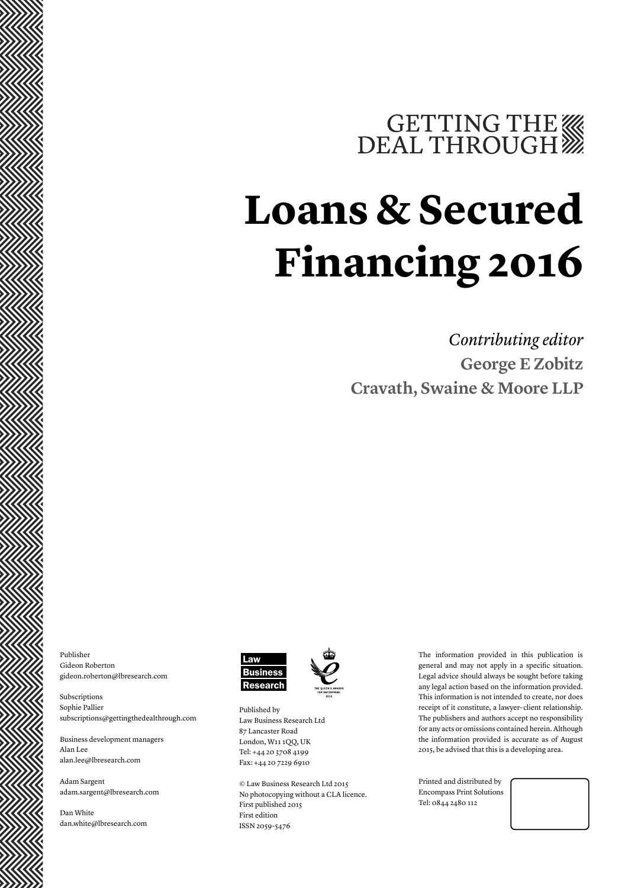GETTING THE DEAL THROUGH

# Loans & Secured Financing 2016

*Contributing editor*

**George E Zobitz**

**Cravath, Swaine & Moore LLP**

Publisher
Gideon Roberton
gideon.roberton@lbresearch.com

Subscriptions
Sophie Pallier
subscriptions@gettingthedealthrough.com

Business development managers
Alan Lee
alan.lee@lbresearch.com

Adam Sargent
adam.sargent@lbresearch.com

Dan White
dan.white@lbresearch.com

Law Business Research

THE QUEEN'S AWARDS FOR ENTERPRISE: 2012

Published by
Law Business Research Ltd
87 Lancaster Road
London, W11 1QQ, UK
Tel: +44 20 3708 4199
Fax: +44 20 7229 6910

© Law Business Research Ltd 2015
No photocopying without a CLA licence.
First published 2015
First edition
ISSN 2059-5476

The information provided in this publication is general and may not apply in a specific situation. Legal advice should always be sought before taking any legal action based on the information provided. This information is not intended to create, nor does receipt of it constitute, a lawyer–client relationship. The publishers and authors accept no responsibility for any acts or omissions contained herein. Although the information provided is accurate as of August 2015, be advised that this is a developing area.

Printed and distributed by
Encompass Print Solutions
Tel: 0844 2480 112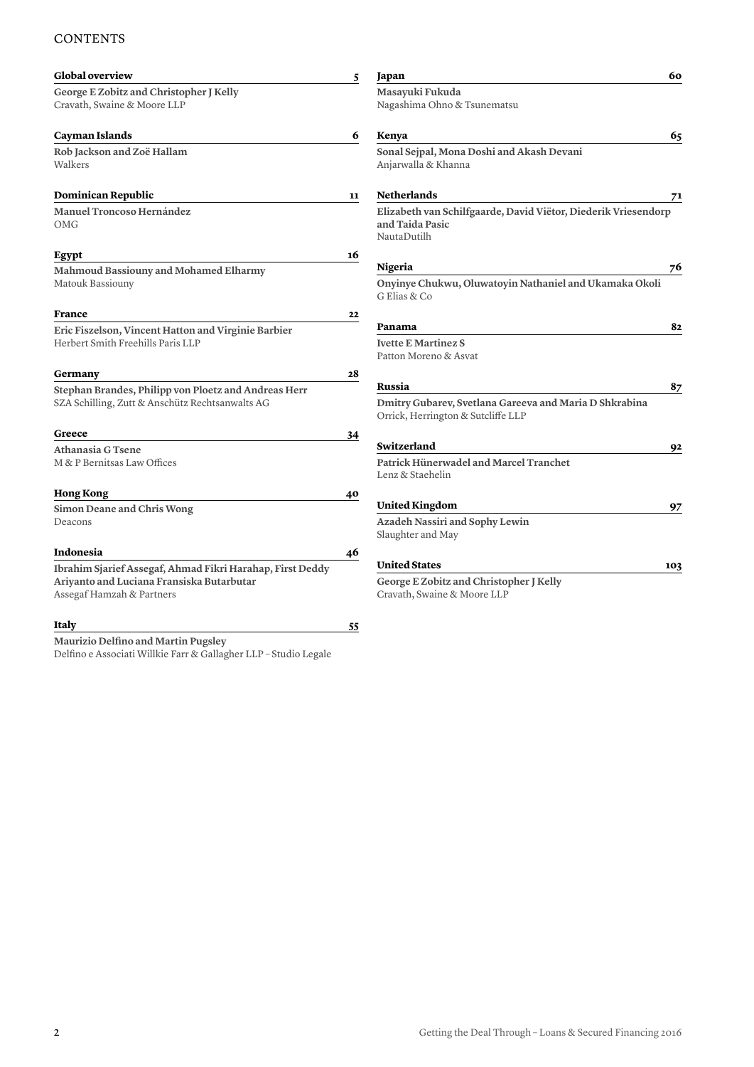# CONTENTS

**Global overview** 5

**George E Zobitz and Christopher J Kelly**
Cravath, Swaine & Moore LLP

**Cayman Islands** 6

**Rob Jackson and Zoë Hallam**
Walkers

**Dominican Republic** 11

**Manuel Troncoso Hernández**
OMG

**Egypt** 16

**Mahmoud Bassiouny and Mohamed Elharmy**
Matouk Bassiouny

**France** 22

**Eric Fiszelson, Vincent Hatton and Virginie Barbier**
Herbert Smith Freehills Paris LLP

**Germany** 28

**Stephan Brandes, Philipp von Ploetz and Andreas Herr**
SZA Schilling, Zutt & Anschütz Rechtsanwalts AG

**Greece** 34

**Athanasia G Tsene**
M & P Bernitsas Law Offices

**Hong Kong** 40

**Simon Deane and Chris Wong**
Deacons

**Indonesia** 46

**Ibrahim Sjarief Assegaf, Ahmad Fikri Harahap, First Deddy Ariyanto and Luciana Fransiska Butarbutar**
Assegaf Hamzah & Partners

**Italy** 55

**Maurizio Delfino and Martin Pugsley**
Delfino e Associati Willkie Farr & Gallagher LLP – Studio Legale

**Japan** 60

**Masayuki Fukuda**
Nagashima Ohno & Tsunematsu

**Kenya** 65

**Sonal Sejpal, Mona Doshi and Akash Devani**
Anjarwalla & Khanna

**Netherlands** 71

**Elizabeth van Schilfgaarde, David Viëtor, Diederik Vriesendorp and Taida Pasic**
NautaDutilh

**Nigeria** 76

**Onyinye Chukwu, Oluwatoyin Nathaniel and Ukamaka Okoli**
G Elias & Co

**Panama** 82

**Ivette E Martinez S**
Patton Moreno & Asvat

**Russia** 87

**Dmitry Gubarev, Svetlana Gareeva and Maria D Shkrabina**
Orrick, Herrington & Sutcliffe LLP

**Switzerland** 92

**Patrick Hünerwadel and Marcel Tranchet**
Lenz & Staehelin

**United Kingdom** 97

**Azadeh Nassiri and Sophy Lewin**
Slaughter and May

**United States** 103

**George E Zobitz and Christopher J Kelly**
Cravath, Swaine & Moore LLP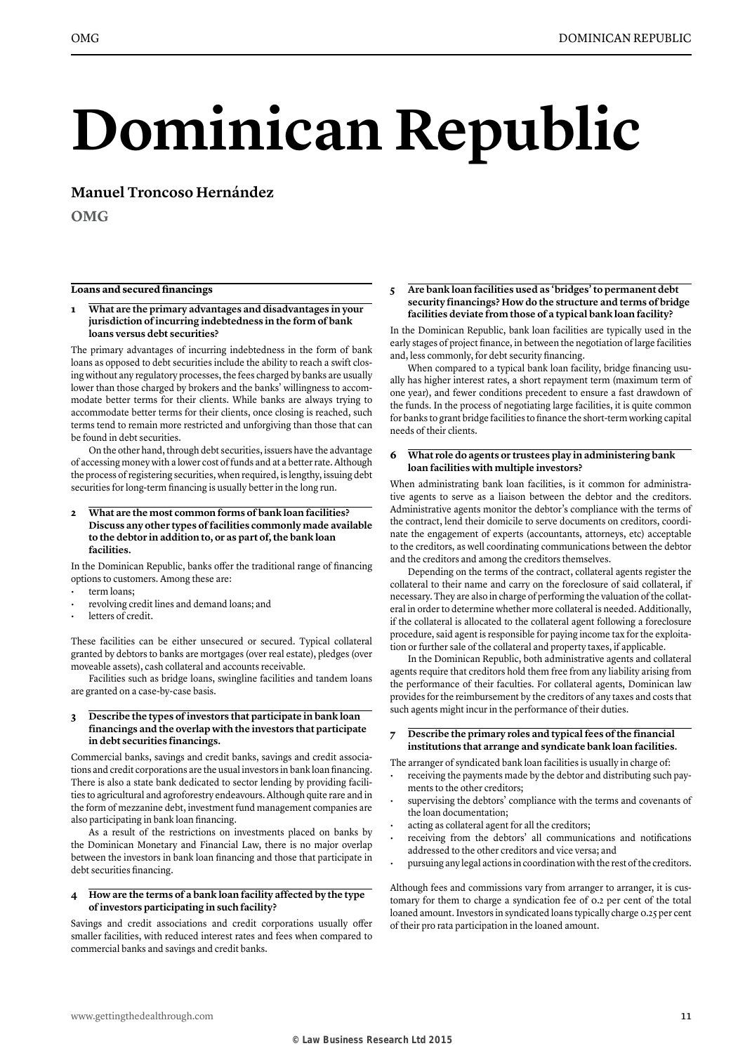# Dominican Republic

**Manuel Troncoso Hernández**

**OMG**

## Loans and secured financings

### 1 What are the primary advantages and disadvantages in your jurisdiction of incurring indebtedness in the form of bank loans versus debt securities?

The primary advantages of incurring indebtedness in the form of bank loans as opposed to debt securities include the ability to reach a swift closing without any regulatory processes, the fees charged by banks are usually lower than those charged by brokers and the banks' willingness to accommodate better terms for their clients. While banks are always trying to accommodate better terms for their clients, once closing is reached, such terms tend to remain more restricted and unforgiving than those that can be found in debt securities.

On the other hand, through debt securities, issuers have the advantage of accessing money with a lower cost of funds and at a better rate. Although the process of registering securities, when required, is lengthy, issuing debt securities for long-term financing is usually better in the long run.

### 2 What are the most common forms of bank loan facilities? Discuss any other types of facilities commonly made available to the debtor in addition to, or as part of, the bank loan facilities.

In the Dominican Republic, banks offer the traditional range of financing options to customers. Among these are:

- term loans;
- revolving credit lines and demand loans; and
- letters of credit.

These facilities can be either unsecured or secured. Typical collateral granted by debtors to banks are mortgages (over real estate), pledges (over moveable assets), cash collateral and accounts receivable.

Facilities such as bridge loans, swingline facilities and tandem loans are granted on a case-by-case basis.

### 3 Describe the types of investors that participate in bank loan financings and the overlap with the investors that participate in debt securities financings.

Commercial banks, savings and credit banks, savings and credit associations and credit corporations are the usual investors in bank loan financing. There is also a state bank dedicated to sector lending by providing facilities to agricultural and agroforestry endeavours. Although quite rare and in the form of mezzanine debt, investment fund management companies are also participating in bank loan financing.

As a result of the restrictions on investments placed on banks by the Dominican Monetary and Financial Law, there is no major overlap between the investors in bank loan financing and those that participate in debt securities financing.

### 4 How are the terms of a bank loan facility affected by the type of investors participating in such facility?

Savings and credit associations and credit corporations usually offer smaller facilities, with reduced interest rates and fees when compared to commercial banks and savings and credit banks.

### 5 Are bank loan facilities used as 'bridges' to permanent debt security financings? How do the structure and terms of bridge facilities deviate from those of a typical bank loan facility?

In the Dominican Republic, bank loan facilities are typically used in the early stages of project finance, in between the negotiation of large facilities and, less commonly, for debt security financing.

When compared to a typical bank loan facility, bridge financing usually has higher interest rates, a short repayment term (maximum term of one year), and fewer conditions precedent to ensure a fast drawdown of the funds. In the process of negotiating large facilities, it is quite common for banks to grant bridge facilities to finance the short-term working capital needs of their clients.

### 6 What role do agents or trustees play in administering bank loan facilities with multiple investors?

When administrating bank loan facilities, is it common for administrative agents to serve as a liaison between the debtor and the creditors. Administrative agents monitor the debtor's compliance with the terms of the contract, lend their domicile to serve documents on creditors, coordinate the engagement of experts (accountants, attorneys, etc) acceptable to the creditors, as well coordinating communications between the debtor and the creditors and among the creditors themselves.

Depending on the terms of the contract, collateral agents register the collateral to their name and carry on the foreclosure of said collateral, if necessary. They are also in charge of performing the valuation of the collateral in order to determine whether more collateral is needed. Additionally, if the collateral is allocated to the collateral agent following a foreclosure procedure, said agent is responsible for paying income tax for the exploitation or further sale of the collateral and property taxes, if applicable.

In the Dominican Republic, both administrative agents and collateral agents require that creditors hold them free from any liability arising from the performance of their faculties. For collateral agents, Dominican law provides for the reimbursement by the creditors of any taxes and costs that such agents might incur in the performance of their duties.

### 7 Describe the primary roles and typical fees of the financial institutions that arrange and syndicate bank loan facilities.

The arranger of syndicated bank loan facilities is usually in charge of:

- receiving the payments made by the debtor and distributing such payments to the other creditors;
- supervising the debtors' compliance with the terms and covenants of the loan documentation;
- acting as collateral agent for all the creditors;
- receiving from the debtors' all communications and notifications addressed to the other creditors and vice versa; and
- pursuing any legal actions in coordination with the rest of the creditors.

Although fees and commissions vary from arranger to arranger, it is customary for them to charge a syndication fee of 0.2 per cent of the total loaned amount. Investors in syndicated loans typically charge 0.25 per cent of their pro rata participation in the loaned amount.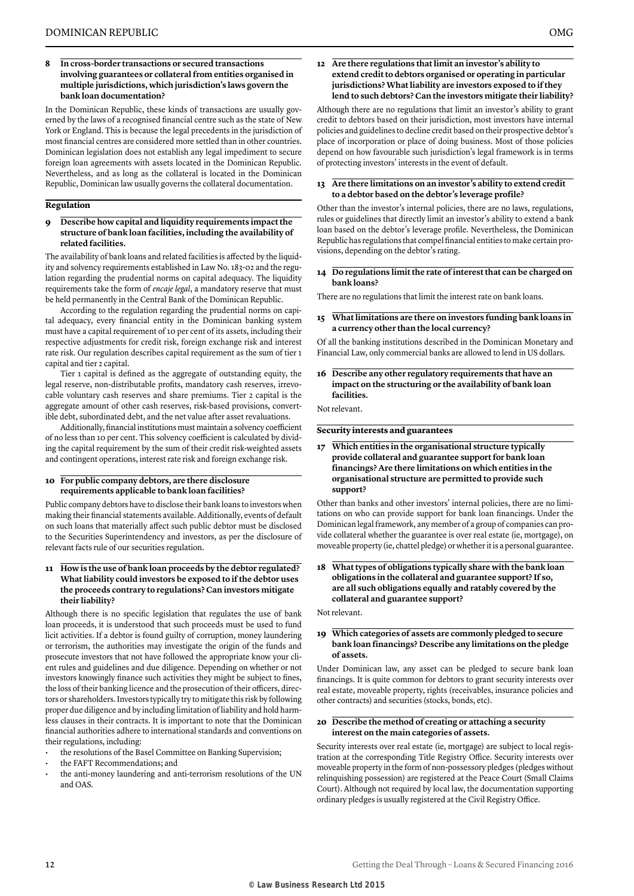**8 In cross-border transactions or secured transactions involving guarantees or collateral from entities organised in multiple jurisdictions, which jurisdiction's laws govern the bank loan documentation?**

In the Dominican Republic, these kinds of transactions are usually governed by the laws of a recognised financial centre such as the state of New York or England. This is because the legal precedents in the jurisdiction of most financial centres are considered more settled than in other countries. Dominican legislation does not establish any legal impediment to secure foreign loan agreements with assets located in the Dominican Republic. Nevertheless, and as long as the collateral is located in the Dominican Republic, Dominican law usually governs the collateral documentation.

## Regulation

**9 Describe how capital and liquidity requirements impact the structure of bank loan facilities, including the availability of related facilities.**

The availability of bank loans and related facilities is affected by the liquidity and solvency requirements established in Law No. 183-02 and the regulation regarding the prudential norms on capital adequacy. The liquidity requirements take the form of *encaje legal*, a mandatory reserve that must be held permanently in the Central Bank of the Dominican Republic.

According to the regulation regarding the prudential norms on capital adequacy, every financial entity in the Dominican banking system must have a capital requirement of 10 per cent of its assets, including their respective adjustments for credit risk, foreign exchange risk and interest rate risk. Our regulation describes capital requirement as the sum of tier 1 capital and tier 2 capital.

Tier 1 capital is defined as the aggregate of outstanding equity, the legal reserve, non-distributable profits, mandatory cash reserves, irrevocable voluntary cash reserves and share premiums. Tier 2 capital is the aggregate amount of other cash reserves, risk-based provisions, convertible debt, subordinated debt, and the net value after asset revaluations.

Additionally, financial institutions must maintain a solvency coefficient of no less than 10 per cent. This solvency coefficient is calculated by dividing the capital requirement by the sum of their credit risk-weighted assets and contingent operations, interest rate risk and foreign exchange risk.

**10 For public company debtors, are there disclosure requirements applicable to bank loan facilities?**

Public company debtors have to disclose their bank loans to investors when making their financial statements available. Additionally, events of default on such loans that materially affect such public debtor must be disclosed to the Securities Superintendency and investors, as per the disclosure of relevant facts rule of our securities regulation.

**11 How is the use of bank loan proceeds by the debtor regulated? What liability could investors be exposed to if the debtor uses the proceeds contrary to regulations? Can investors mitigate their liability?**

Although there is no specific legislation that regulates the use of bank loan proceeds, it is understood that such proceeds must be used to fund licit activities. If a debtor is found guilty of corruption, money laundering or terrorism, the authorities may investigate the origin of the funds and prosecute investors that not have followed the appropriate know your client rules and guidelines and due diligence. Depending on whether or not investors knowingly finance such activities they might be subject to fines, the loss of their banking licence and the prosecution of their officers, directors or shareholders. Investors typically try to mitigate this risk by following proper due diligence and by including limitation of liability and hold harmless clauses in their contracts. It is important to note that the Dominican financial authorities adhere to international standards and conventions on their regulations, including:

- the resolutions of the Basel Committee on Banking Supervision;
- the FAFT Recommendations; and
- the anti-money laundering and anti-terrorism resolutions of the UN and OAS.

**12 Are there regulations that limit an investor's ability to extend credit to debtors organised or operating in particular jurisdictions? What liability are investors exposed to if they lend to such debtors? Can the investors mitigate their liability?**

Although there are no regulations that limit an investor's ability to grant credit to debtors based on their jurisdiction, most investors have internal policies and guidelines to decline credit based on their prospective debtor's place of incorporation or place of doing business. Most of those policies depend on how favourable such jurisdiction's legal framework is in terms of protecting investors' interests in the event of default.

**13 Are there limitations on an investor's ability to extend credit to a debtor based on the debtor's leverage profile?**

Other than the investor's internal policies, there are no laws, regulations, rules or guidelines that directly limit an investor's ability to extend a bank loan based on the debtor's leverage profile. Nevertheless, the Dominican Republic has regulations that compel financial entities to make certain provisions, depending on the debtor's rating.

**14 Do regulations limit the rate of interest that can be charged on bank loans?**

There are no regulations that limit the interest rate on bank loans.

**15 What limitations are there on investors funding bank loans in a currency other than the local currency?**

Of all the banking institutions described in the Dominican Monetary and Financial Law, only commercial banks are allowed to lend in US dollars.

**16 Describe any other regulatory requirements that have an impact on the structuring or the availability of bank loan facilities.**

Not relevant.

## Security interests and guarantees

**17 Which entities in the organisational structure typically provide collateral and guarantee support for bank loan financings? Are there limitations on which entities in the organisational structure are permitted to provide such support?**

Other than banks and other investors' internal policies, there are no limitations on who can provide support for bank loan financings. Under the Dominican legal framework, any member of a group of companies can provide collateral whether the guarantee is over real estate (ie, mortgage), on moveable property (ie, chattel pledge) or whether it is a personal guarantee.

**18 What types of obligations typically share with the bank loan obligations in the collateral and guarantee support? If so, are all such obligations equally and ratably covered by the collateral and guarantee support?**

Not relevant.

**19 Which categories of assets are commonly pledged to secure bank loan financings? Describe any limitations on the pledge of assets.**

Under Dominican law, any asset can be pledged to secure bank loan financings. It is quite common for debtors to grant security interests over real estate, moveable property, rights (receivables, insurance policies and other contracts) and securities (stocks, bonds, etc).

**20 Describe the method of creating or attaching a security interest on the main categories of assets.**

Security interests over real estate (ie, mortgage) are subject to local registration at the corresponding Title Registry Office. Security interests over moveable property in the form of non-possessory pledges (pledges without relinquishing possession) are registered at the Peace Court (Small Claims Court). Although not required by local law, the documentation supporting ordinary pledges is usually registered at the Civil Registry Office.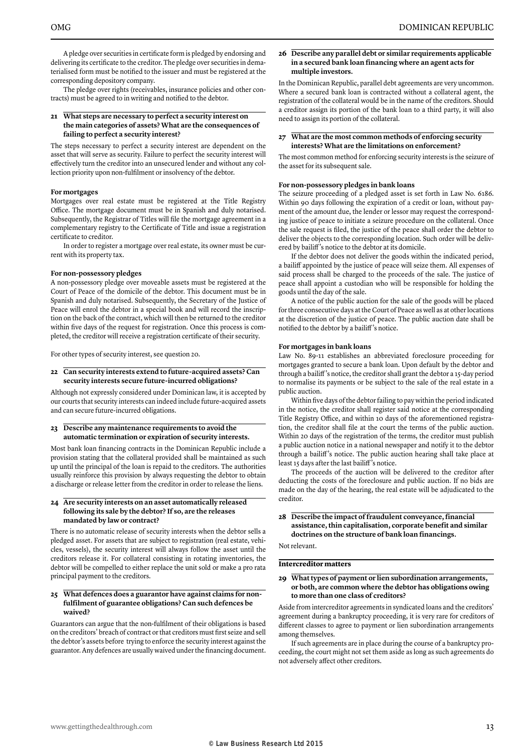A pledge over securities in certificate form is pledged by endorsing and delivering its certificate to the creditor. The pledge over securities in dematerialised form must be notified to the issuer and must be registered at the corresponding depository company.

The pledge over rights (receivables, insurance policies and other contracts) must be agreed to in writing and notified to the debtor.

### 21 What steps are necessary to perfect a security interest on the main categories of assets? What are the consequences of failing to perfect a security interest?

The steps necessary to perfect a security interest are dependent on the asset that will serve as security. Failure to perfect the security interest will effectively turn the creditor into an unsecured lender and without any collection priority upon non-fulfilment or insolvency of the debtor.

**For mortgages**

Mortgages over real estate must be registered at the Title Registry Office. The mortgage document must be in Spanish and duly notarised. Subsequently, the Registrar of Titles will file the mortgage agreement in a complementary registry to the Certificate of Title and issue a registration certificate to creditor.

In order to register a mortgage over real estate, its owner must be current with its property tax.

**For non-possessory pledges**

A non-possessory pledge over moveable assets must be registered at the Court of Peace of the domicile of the debtor. This document must be in Spanish and duly notarised. Subsequently, the Secretary of the Justice of Peace will enrol the debtor in a special book and will record the inscription on the back of the contract, which will then be returned to the creditor within five days of the request for registration. Once this process is completed, the creditor will receive a registration certificate of their security.

For other types of security interest, see question 20.

### 22 Can security interests extend to future-acquired assets? Can security interests secure future-incurred obligations?

Although not expressly considered under Dominican law, it is accepted by our courts that security interests can indeed include future-acquired assets and can secure future-incurred obligations.

### 23 Describe any maintenance requirements to avoid the automatic termination or expiration of security interests.

Most bank loan financing contracts in the Dominican Republic include a provision stating that the collateral provided shall be maintained as such up until the principal of the loan is repaid to the creditors. The authorities usually reinforce this provision by always requesting the debtor to obtain a discharge or release letter from the creditor in order to release the liens.

### 24 Are security interests on an asset automatically released following its sale by the debtor? If so, are the releases mandated by law or contract?

There is no automatic release of security interests when the debtor sells a pledged asset. For assets that are subject to registration (real estate, vehicles, vessels), the security interest will always follow the asset until the creditors release it. For collateral consisting in rotating inventories, the debtor will be compelled to either replace the unit sold or make a pro rata principal payment to the creditors.

### 25 What defences does a guarantor have against claims for non-fulfilment of guarantee obligations? Can such defences be waived?

Guarantors can argue that the non-fulfilment of their obligations is based on the creditors' breach of contract or that creditors must first seize and sell the debtor's assets before trying to enforce the security interest against the guarantor. Any defences are usually waived under the financing document.

### 26 Describe any parallel debt or similar requirements applicable in a secured bank loan financing where an agent acts for multiple investors.

In the Dominican Republic, parallel debt agreements are very uncommon. Where a secured bank loan is contracted without a collateral agent, the registration of the collateral would be in the name of the creditors. Should a creditor assign its portion of the bank loan to a third party, it will also need to assign its portion of the collateral.

### 27 What are the most common methods of enforcing security interests? What are the limitations on enforcement?

The most common method for enforcing security interests is the seizure of the asset for its subsequent sale.

**For non-possessory pledges in bank loans**

The seizure proceeding of a pledged asset is set forth in Law No. 6186. Within 90 days following the expiration of a credit or loan, without payment of the amount due, the lender or lessor may request the corresponding justice of peace to initiate a seizure procedure on the collateral. Once the sale request is filed, the justice of the peace shall order the debtor to deliver the objects to the corresponding location. Such order will be delivered by bailiff's notice to the debtor at its domicile.

If the debtor does not deliver the goods within the indicated period, a bailiff appointed by the justice of peace will seize them. All expenses of said process shall be charged to the proceeds of the sale. The justice of peace shall appoint a custodian who will be responsible for holding the goods until the day of the sale.

A notice of the public auction for the sale of the goods will be placed for three consecutive days at the Court of Peace as well as at other locations at the discretion of the justice of peace. The public auction date shall be notified to the debtor by a bailiff's notice.

**For mortgages in bank loans**

Law No. 89-11 establishes an abbreviated foreclosure proceeding for mortgages granted to secure a bank loan. Upon default by the debtor and through a bailiff's notice, the creditor shall grant the debtor a 15-day period to normalise its payments or be subject to the sale of the real estate in a public auction.

Within five days of the debtor failing to pay within the period indicated in the notice, the creditor shall register said notice at the corresponding Title Registry Office, and within 10 days of the aforementioned registration, the creditor shall file at the court the terms of the public auction. Within 20 days of the registration of the terms, the creditor must publish a public auction notice in a national newspaper and notify it to the debtor through a bailiff's notice. The public auction hearing shall take place at least 15 days after the last bailiff's notice.

The proceeds of the auction will be delivered to the creditor after deducting the costs of the foreclosure and public auction. If no bids are made on the day of the hearing, the real estate will be adjudicated to the creditor.

### 28 Describe the impact of fraudulent conveyance, financial assistance, thin capitalisation, corporate benefit and similar doctrines on the structure of bank loan financings.

Not relevant.

## Intercreditor matters

### 29 What types of payment or lien subordination arrangements, or both, are common where the debtor has obligations owing to more than one class of creditors?

Aside from intercreditor agreements in syndicated loans and the creditors' agreement during a bankruptcy proceeding, it is very rare for creditors of different classes to agree to payment or lien subordination arrangements among themselves.

If such agreements are in place during the course of a bankruptcy proceeding, the court might not set them aside as long as such agreements do not adversely affect other creditors.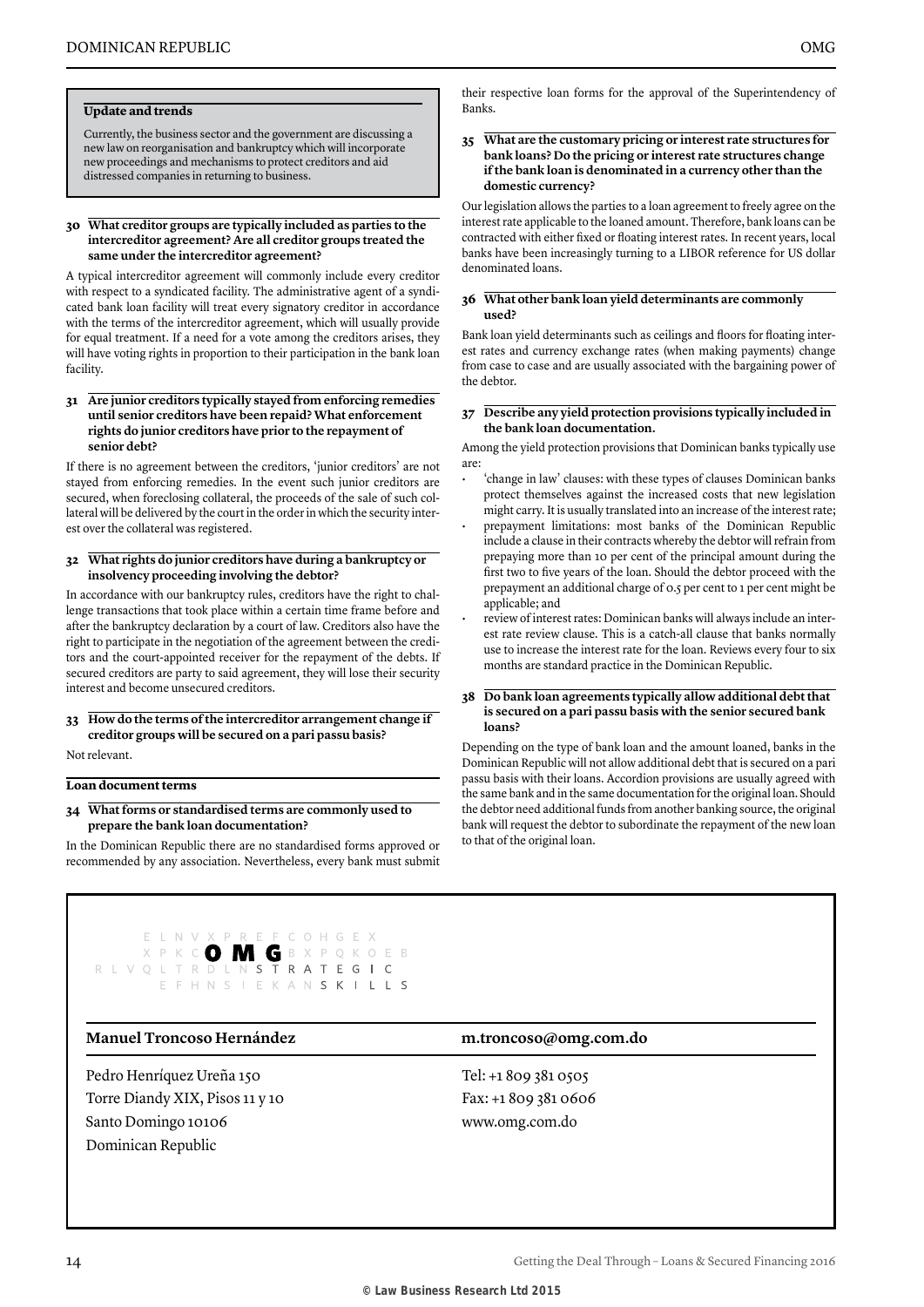### Update and trends

Currently, the business sector and the government are discussing a new law on reorganisation and bankruptcy which will incorporate new proceedings and mechanisms to protect creditors and aid distressed companies in returning to business.

#### 30 What creditor groups are typically included as parties to the intercreditor agreement? Are all creditor groups treated the same under the intercreditor agreement?

A typical intercreditor agreement will commonly include every creditor with respect to a syndicated facility. The administrative agent of a syndicated bank loan facility will treat every signatory creditor in accordance with the terms of the intercreditor agreement, which will usually provide for equal treatment. If a need for a vote among the creditors arises, they will have voting rights in proportion to their participation in the bank loan facility.

#### 31 Are junior creditors typically stayed from enforcing remedies until senior creditors have been repaid? What enforcement rights do junior creditors have prior to the repayment of senior debt?

If there is no agreement between the creditors, 'junior creditors' are not stayed from enforcing remedies. In the event such junior creditors are secured, when foreclosing collateral, the proceeds of the sale of such collateral will be delivered by the court in the order in which the security interest over the collateral was registered.

#### 32 What rights do junior creditors have during a bankruptcy or insolvency proceeding involving the debtor?

In accordance with our bankruptcy rules, creditors have the right to challenge transactions that took place within a certain time frame before and after the bankruptcy declaration by a court of law. Creditors also have the right to participate in the negotiation of the agreement between the creditors and the court-appointed receiver for the repayment of the debts. If secured creditors are party to said agreement, they will lose their security interest and become unsecured creditors.

#### 33 How do the terms of the intercreditor arrangement change if creditor groups will be secured on a pari passu basis?

Not relevant.

### Loan document terms

#### 34 What forms or standardised terms are commonly used to prepare the bank loan documentation?

In the Dominican Republic there are no standardised forms approved or recommended by any association. Nevertheless, every bank must submit their respective loan forms for the approval of the Superintendency of Banks.

#### 35 What are the customary pricing or interest rate structures for bank loans? Do the pricing or interest rate structures change if the bank loan is denominated in a currency other than the domestic currency?

Our legislation allows the parties to a loan agreement to freely agree on the interest rate applicable to the loaned amount. Therefore, bank loans can be contracted with either fixed or floating interest rates. In recent years, local banks have been increasingly turning to a LIBOR reference for US dollar denominated loans.

#### 36 What other bank loan yield determinants are commonly used?

Bank loan yield determinants such as ceilings and floors for floating interest rates and currency exchange rates (when making payments) change from case to case and are usually associated with the bargaining power of the debtor.

#### 37 Describe any yield protection provisions typically included in the bank loan documentation.

Among the yield protection provisions that Dominican banks typically use are:

- 'change in law' clauses: with these types of clauses Dominican banks protect themselves against the increased costs that new legislation might carry. It is usually translated into an increase of the interest rate;
- prepayment limitations: most banks of the Dominican Republic include a clause in their contracts whereby the debtor will refrain from prepaying more than 10 per cent of the principal amount during the first two to five years of the loan. Should the debtor proceed with the prepayment an additional charge of 0.5 per cent to 1 per cent might be applicable; and
- review of interest rates: Dominican banks will always include an interest rate review clause. This is a catch-all clause that banks normally use to increase the interest rate for the loan. Reviews every four to six months are standard practice in the Dominican Republic.

#### 38 Do bank loan agreements typically allow additional debt that is secured on a pari passu basis with the senior secured bank loans?

Depending on the type of bank loan and the amount loaned, banks in the Dominican Republic will not allow additional debt that is secured on a pari passu basis with their loans. Accordion provisions are usually agreed with the same bank and in the same documentation for the original loan. Should the debtor need additional funds from another banking source, the original bank will request the debtor to subordinate the repayment of the new loan to that of the original loan.

---

OMG STRATEGIC SKILLS

**Manuel Troncoso Hernández** — **m.troncoso@omg.com.do**

Pedro Henríquez Ureña 150
Torre Diandy XIX, Pisos 11 y 10
Santo Domingo 10106
Dominican Republic

Tel: +1 809 381 0505
Fax: +1 809 381 0606
www.omg.com.do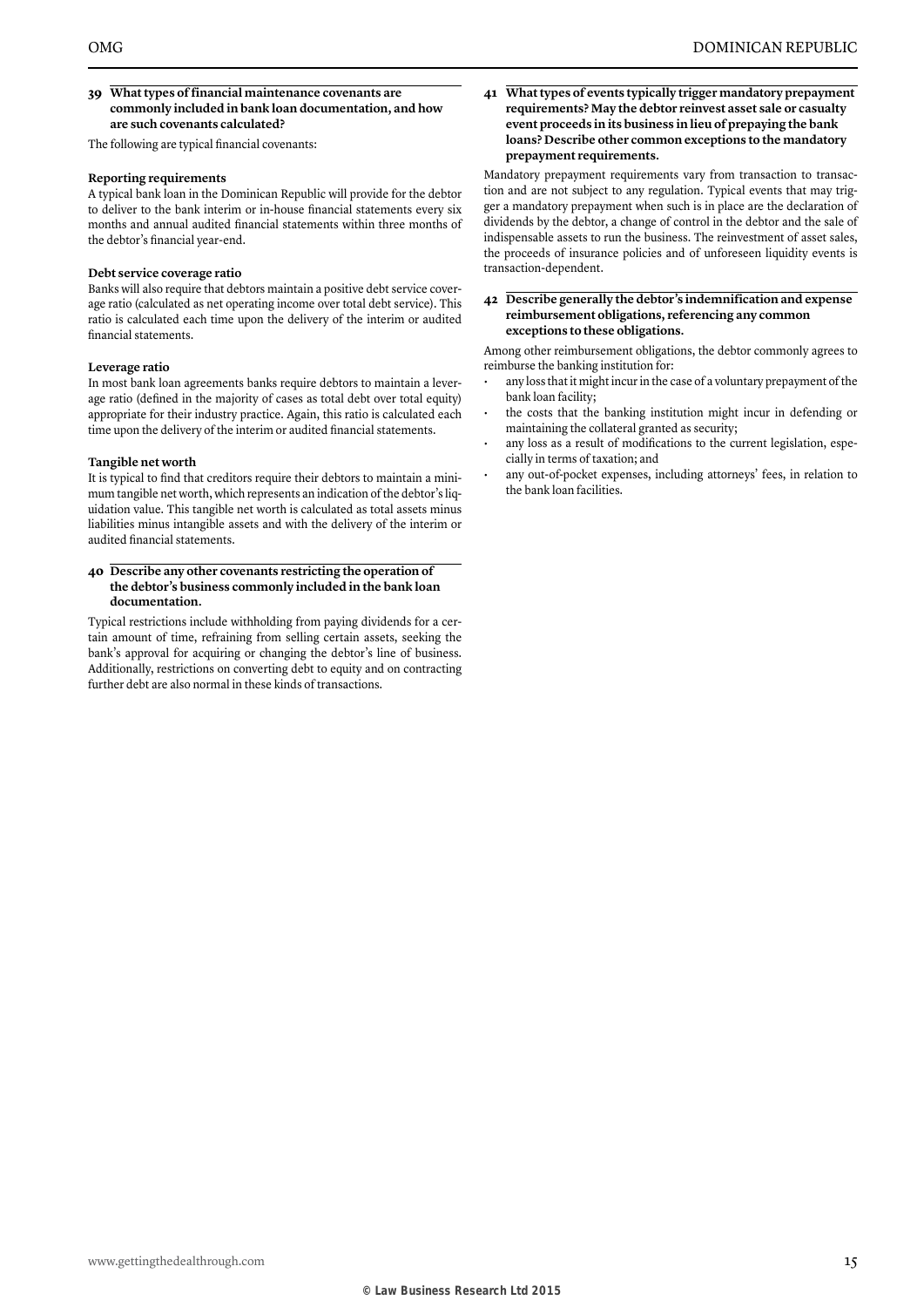### 39 What types of financial maintenance covenants are commonly included in bank loan documentation, and how are such covenants calculated?

The following are typical financial covenants:

**Reporting requirements**

A typical bank loan in the Dominican Republic will provide for the debtor to deliver to the bank interim or in-house financial statements every six months and annual audited financial statements within three months of the debtor's financial year-end.

**Debt service coverage ratio**

Banks will also require that debtors maintain a positive debt service coverage ratio (calculated as net operating income over total debt service). This ratio is calculated each time upon the delivery of the interim or audited financial statements.

**Leverage ratio**

In most bank loan agreements banks require debtors to maintain a leverage ratio (defined in the majority of cases as total debt over total equity) appropriate for their industry practice. Again, this ratio is calculated each time upon the delivery of the interim or audited financial statements.

**Tangible net worth**

It is typical to find that creditors require their debtors to maintain a minimum tangible net worth, which represents an indication of the debtor's liquidation value. This tangible net worth is calculated as total assets minus liabilities minus intangible assets and with the delivery of the interim or audited financial statements.

### 40 Describe any other covenants restricting the operation of the debtor's business commonly included in the bank loan documentation.

Typical restrictions include withholding from paying dividends for a certain amount of time, refraining from selling certain assets, seeking the bank's approval for acquiring or changing the debtor's line of business. Additionally, restrictions on converting debt to equity and on contracting further debt are also normal in these kinds of transactions.

### 41 What types of events typically trigger mandatory prepayment requirements? May the debtor reinvest asset sale or casualty event proceeds in its business in lieu of prepaying the bank loans? Describe other common exceptions to the mandatory prepayment requirements.

Mandatory prepayment requirements vary from transaction to transaction and are not subject to any regulation. Typical events that may trigger a mandatory prepayment when such is in place are the declaration of dividends by the debtor, a change of control in the debtor and the sale of indispensable assets to run the business. The reinvestment of asset sales, the proceeds of insurance policies and of unforeseen liquidity events is transaction-dependent.

### 42 Describe generally the debtor's indemnification and expense reimbursement obligations, referencing any common exceptions to these obligations.

Among other reimbursement obligations, the debtor commonly agrees to reimburse the banking institution for:

- any loss that it might incur in the case of a voluntary prepayment of the bank loan facility;
- the costs that the banking institution might incur in defending or maintaining the collateral granted as security;
- any loss as a result of modifications to the current legislation, especially in terms of taxation; and
- any out-of-pocket expenses, including attorneys' fees, in relation to the bank loan facilities.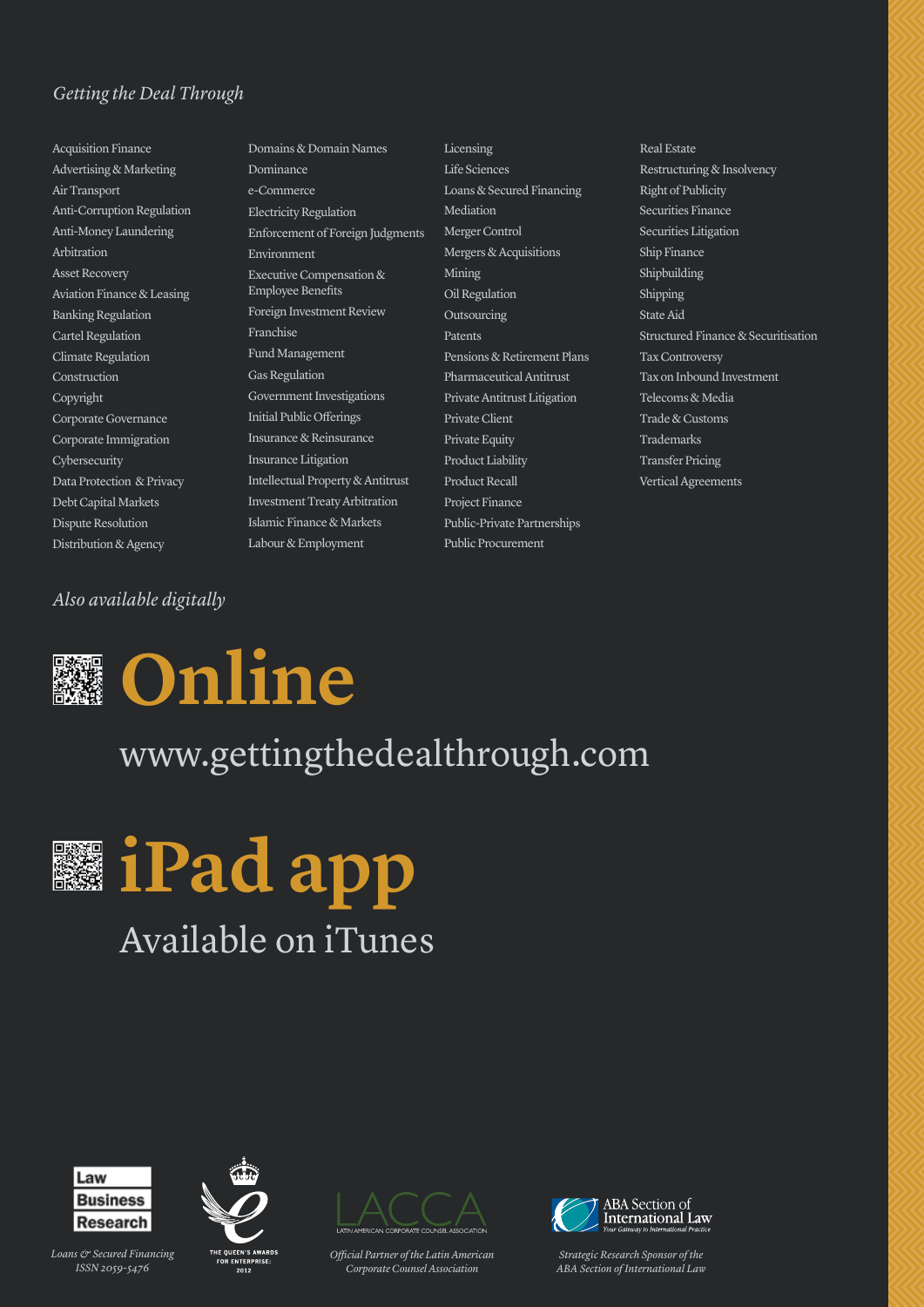*Getting the Deal Through*

- Acquisition Finance
- Advertising & Marketing
- Air Transport
- Anti-Corruption Regulation
- Anti-Money Laundering
- Arbitration
- Asset Recovery
- Aviation Finance & Leasing
- Banking Regulation
- Cartel Regulation
- Climate Regulation
- Construction
- Copyright
- Corporate Governance
- Corporate Immigration
- Cybersecurity
- Data Protection & Privacy
- Debt Capital Markets
- Dispute Resolution
- Distribution & Agency
- Domains & Domain Names
- Dominance
- e-Commerce
- Electricity Regulation
- Enforcement of Foreign Judgments
- Environment
- Executive Compensation & Employee Benefits
- Foreign Investment Review
- Franchise
- Fund Management
- Gas Regulation
- Government Investigations
- Initial Public Offerings
- Insurance & Reinsurance
- Insurance Litigation
- Intellectual Property & Antitrust
- Investment Treaty Arbitration
- Islamic Finance & Markets
- Labour & Employment
- Licensing
- Life Sciences
- Loans & Secured Financing
- Mediation
- Merger Control
- Mergers & Acquisitions
- Mining
- Oil Regulation
- Outsourcing
- Patents
- Pensions & Retirement Plans
- Pharmaceutical Antitrust
- Private Antitrust Litigation
- Private Client
- Private Equity
- Product Liability
- Product Recall
- Project Finance
- Public-Private Partnerships
- Public Procurement
- Real Estate
- Restructuring & Insolvency
- Right of Publicity
- Securities Finance
- Securities Litigation
- Ship Finance
- Shipbuilding
- Shipping
- State Aid
- Structured Finance & Securitisation
- Tax Controversy
- Tax on Inbound Investment
- Telecoms & Media
- Trade & Customs
- Trademarks
- Transfer Pricing
- Vertical Agreements

*Also available digitally*

# Online

www.gettingthedealthrough.com

# iPad app

Available on iTunes

Law Business Research

*Loans & Secured Financing*
*ISSN 2059-5476*

THE QUEEN'S AWARDS FOR ENTERPRISE: 2012

LACCA — LATIN AMERICAN CORPORATE COUNSEL ASSOCIATION

*Official Partner of the Latin American Corporate Counsel Association*

ABA Section of International Law — *Your Gateway to International Practice*

*Strategic Research Sponsor of the ABA Section of International Law*